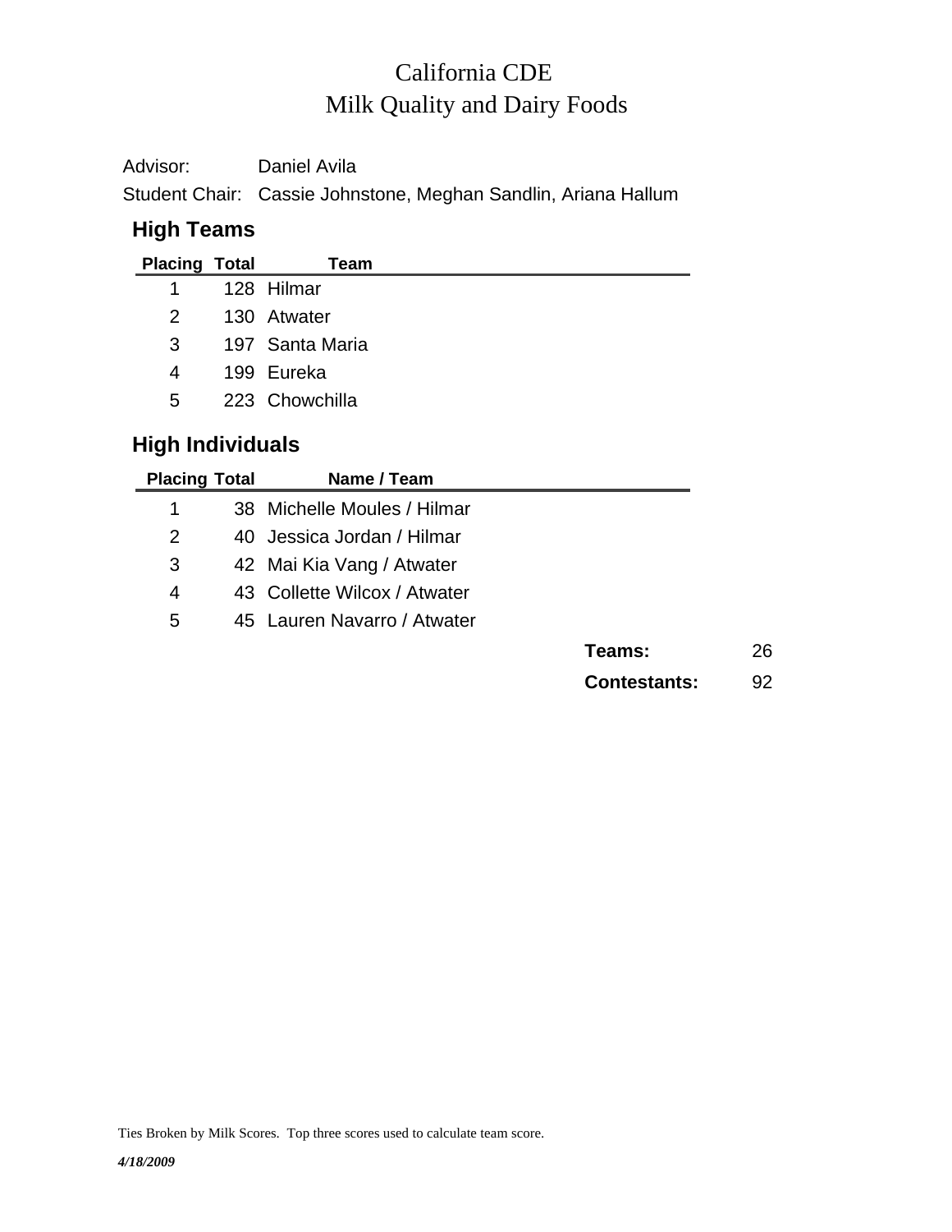# California CDE
# Milk Quality and Dairy Foods

Advisor: Daniel Avila

Student Chair: Cassie Johnstone, Meghan Sandlin, Ariana Hallum

## High Teams

| Placing | Total | Team |
|---|---|---|
| 1 | 128 | Hilmar |
| 2 | 130 | Atwater |
| 3 | 197 | Santa Maria |
| 4 | 199 | Eureka |
| 5 | 223 | Chowchilla |

## High Individuals

| Placing | Total | Name / Team |
|---|---|---|
| 1 | 38 | Michelle Moules / Hilmar |
| 2 | 40 | Jessica Jordan / Hilmar |
| 3 | 42 | Mai Kia Vang / Atwater |
| 4 | 43 | Collette Wilcox / Atwater |
| 5 | 45 | Lauren Navarro / Atwater |

**Teams:** 26

**Contestants:** 92

Ties Broken by Milk Scores. Top three scores used to calculate team score.

*4/18/2009*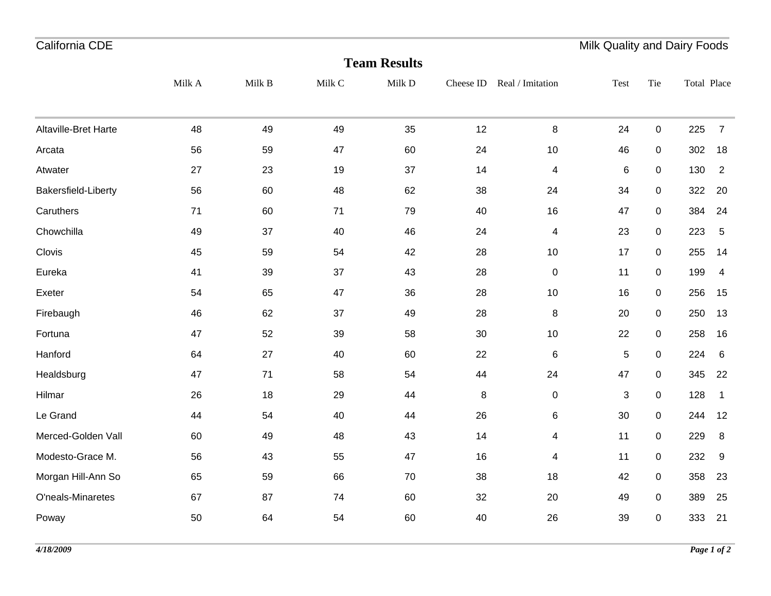California CDE

Milk Quality and Dairy Foods

## Team Results

| | Milk A | Milk B | Milk C | Milk D | Cheese ID | Real / Imitation | Test | Tie | Total | Place |
|---|---|---|---|---|---|---|---|---|---|---|
| Altaville-Bret Harte | 48 | 49 | 49 | 35 | 12 | 8 | 24 | 0 | 225 | 7 |
| Arcata | 56 | 59 | 47 | 60 | 24 | 10 | 46 | 0 | 302 | 18 |
| Atwater | 27 | 23 | 19 | 37 | 14 | 4 | 6 | 0 | 130 | 2 |
| Bakersfield-Liberty | 56 | 60 | 48 | 62 | 38 | 24 | 34 | 0 | 322 | 20 |
| Caruthers | 71 | 60 | 71 | 79 | 40 | 16 | 47 | 0 | 384 | 24 |
| Chowchilla | 49 | 37 | 40 | 46 | 24 | 4 | 23 | 0 | 223 | 5 |
| Clovis | 45 | 59 | 54 | 42 | 28 | 10 | 17 | 0 | 255 | 14 |
| Eureka | 41 | 39 | 37 | 43 | 28 | 0 | 11 | 0 | 199 | 4 |
| Exeter | 54 | 65 | 47 | 36 | 28 | 10 | 16 | 0 | 256 | 15 |
| Firebaugh | 46 | 62 | 37 | 49 | 28 | 8 | 20 | 0 | 250 | 13 |
| Fortuna | 47 | 52 | 39 | 58 | 30 | 10 | 22 | 0 | 258 | 16 |
| Hanford | 64 | 27 | 40 | 60 | 22 | 6 | 5 | 0 | 224 | 6 |
| Healdsburg | 47 | 71 | 58 | 54 | 44 | 24 | 47 | 0 | 345 | 22 |
| Hilmar | 26 | 18 | 29 | 44 | 8 | 0 | 3 | 0 | 128 | 1 |
| Le Grand | 44 | 54 | 40 | 44 | 26 | 6 | 30 | 0 | 244 | 12 |
| Merced-Golden Vall | 60 | 49 | 48 | 43 | 14 | 4 | 11 | 0 | 229 | 8 |
| Modesto-Grace M. | 56 | 43 | 55 | 47 | 16 | 4 | 11 | 0 | 232 | 9 |
| Morgan Hill-Ann So | 65 | 59 | 66 | 70 | 38 | 18 | 42 | 0 | 358 | 23 |
| O'neals-Minaretes | 67 | 87 | 74 | 60 | 32 | 20 | 49 | 0 | 389 | 25 |
| Poway | 50 | 64 | 54 | 60 | 40 | 26 | 39 | 0 | 333 | 21 |

*4/18/2009*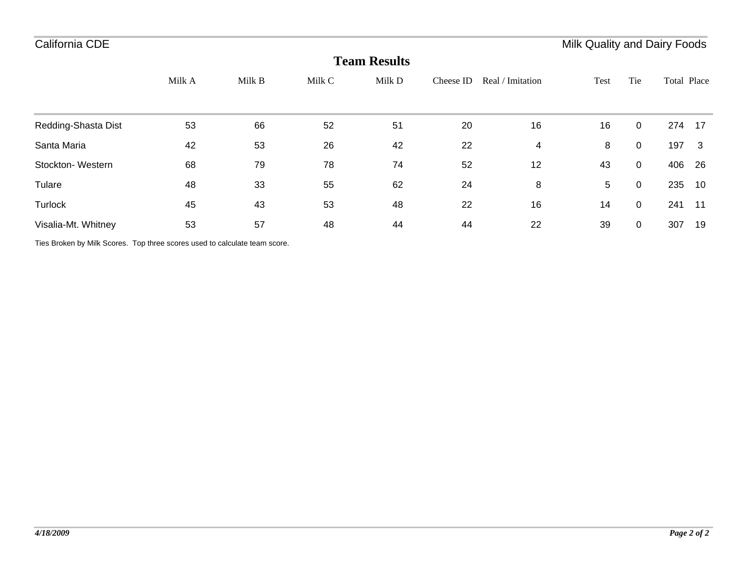## Team Results

| | Milk A | Milk B | Milk C | Milk D | Cheese ID | Real / Imitation | Test | Tie | Total | Place |
|---|---|---|---|---|---|---|---|---|---|---|
| Redding-Shasta Dist | 53 | 66 | 52 | 51 | 20 | 16 | 16 | 0 | 274 | 17 |
| Santa Maria | 42 | 53 | 26 | 42 | 22 | 4 | 8 | 0 | 197 | 3 |
| Stockton- Western | 68 | 79 | 78 | 74 | 52 | 12 | 43 | 0 | 406 | 26 |
| Tulare | 48 | 33 | 55 | 62 | 24 | 8 | 5 | 0 | 235 | 10 |
| Turlock | 45 | 43 | 53 | 48 | 22 | 16 | 14 | 0 | 241 | 11 |
| Visalia-Mt. Whitney | 53 | 57 | 48 | 44 | 44 | 22 | 39 | 0 | 307 | 19 |

Ties Broken by Milk Scores. Top three scores used to calculate team score.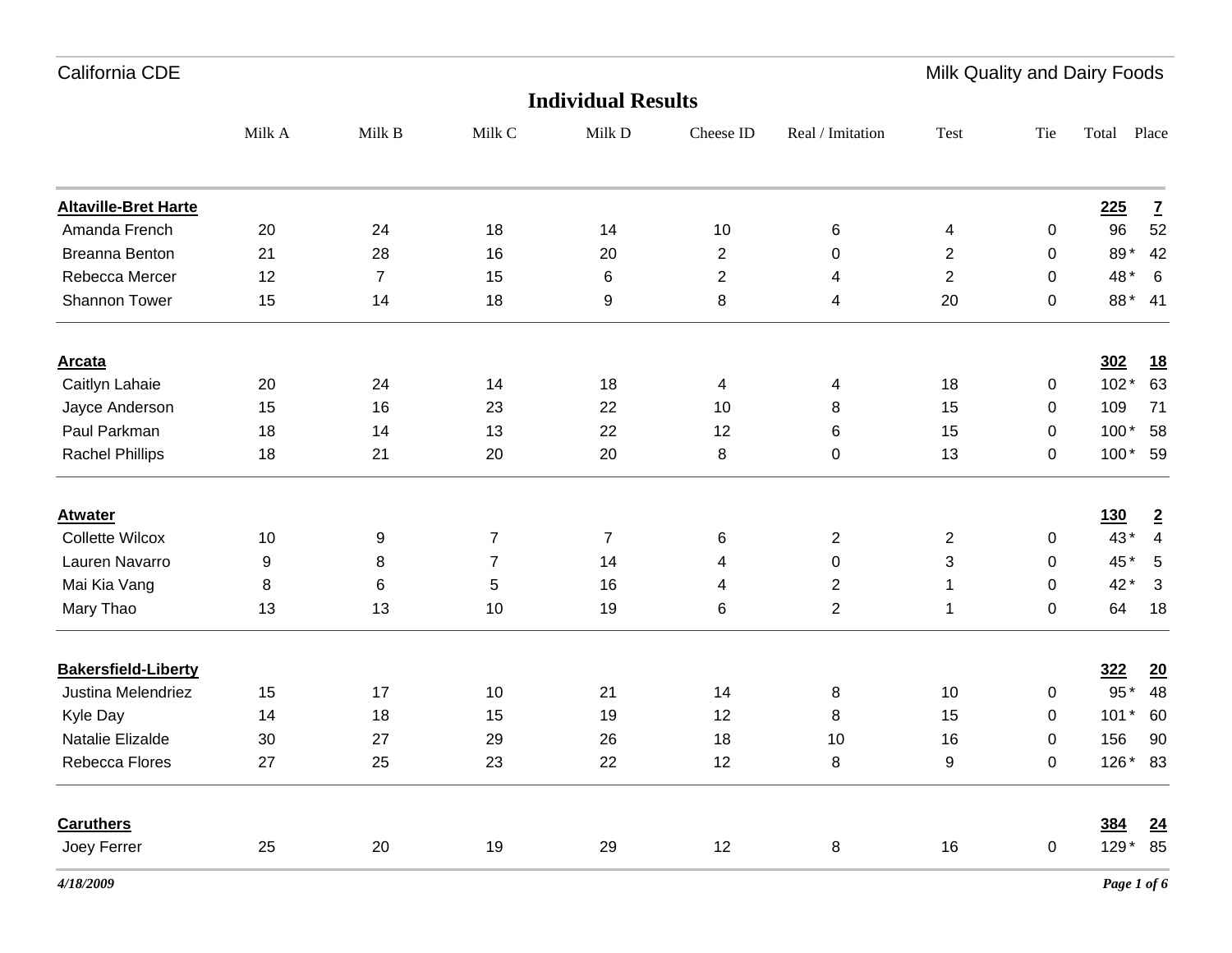## Individual Results

| | Milk A | Milk B | Milk C | Milk D | Cheese ID | Real / Imitation | Test | Tie | Total | Place |
|---|---|---|---|---|---|---|---|---|---|---|
| **Altaville-Bret Harte** | | | | | | | | | **225** | **7** |
| Amanda French | 20 | 24 | 18 | 14 | 10 | 6 | 4 | 0 | 96 | 52 |
| Breanna Benton | 21 | 28 | 16 | 20 | 2 | 0 | 2 | 0 | 89 * | 42 |
| Rebecca Mercer | 12 | 7 | 15 | 6 | 2 | 4 | 2 | 0 | 48 * | 6 |
| Shannon Tower | 15 | 14 | 18 | 9 | 8 | 4 | 20 | 0 | 88 * | 41 |
| **Arcata** | | | | | | | | | **302** | **18** |
| Caitlyn Lahaie | 20 | 24 | 14 | 18 | 4 | 4 | 18 | 0 | 102 * | 63 |
| Jayce Anderson | 15 | 16 | 23 | 22 | 10 | 8 | 15 | 0 | 109 | 71 |
| Paul Parkman | 18 | 14 | 13 | 22 | 12 | 6 | 15 | 0 | 100 * | 58 |
| Rachel Phillips | 18 | 21 | 20 | 20 | 8 | 0 | 13 | 0 | 100 * | 59 |
| **Atwater** | | | | | | | | | **130** | **2** |
| Collette Wilcox | 10 | 9 | 7 | 7 | 6 | 2 | 2 | 0 | 43 * | 4 |
| Lauren Navarro | 9 | 8 | 7 | 14 | 4 | 0 | 3 | 0 | 45 * | 5 |
| Mai Kia Vang | 8 | 6 | 5 | 16 | 4 | 2 | 1 | 0 | 42 * | 3 |
| Mary Thao | 13 | 13 | 10 | 19 | 6 | 2 | 1 | 0 | 64 | 18 |
| **Bakersfield-Liberty** | | | | | | | | | **322** | **20** |
| Justina Melendriez | 15 | 17 | 10 | 21 | 14 | 8 | 10 | 0 | 95 * | 48 |
| Kyle Day | 14 | 18 | 15 | 19 | 12 | 8 | 15 | 0 | 101 * | 60 |
| Natalie Elizalde | 30 | 27 | 29 | 26 | 18 | 10 | 16 | 0 | 156 | 90 |
| Rebecca Flores | 27 | 25 | 23 | 22 | 12 | 8 | 9 | 0 | 126 * | 83 |
| **Caruthers** | | | | | | | | | **384** | **24** |
| Joey Ferrer | 25 | 20 | 19 | 29 | 12 | 8 | 16 | 0 | 129 * | 85 |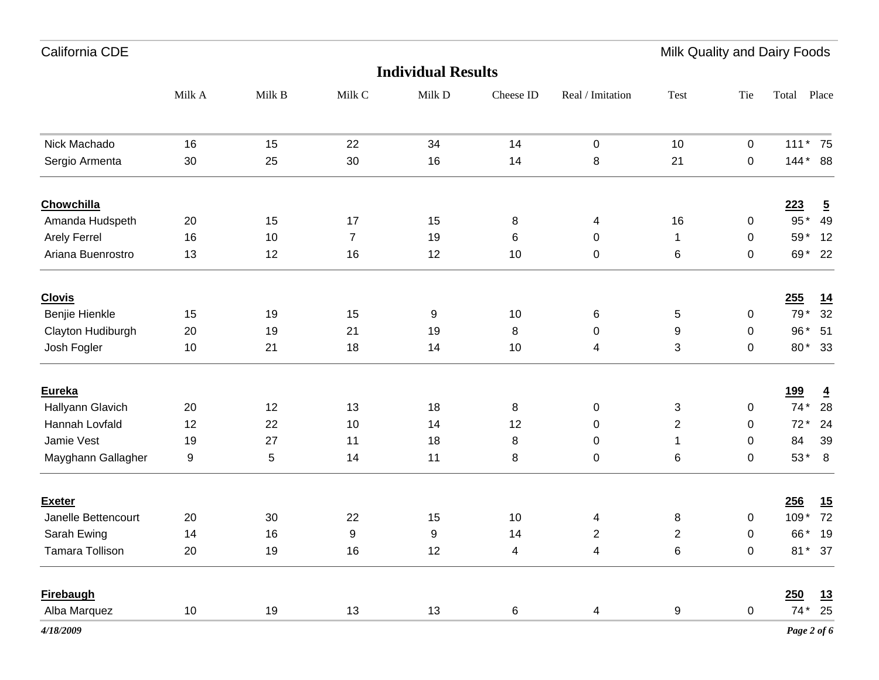## Individual Results

| | Milk A | Milk B | Milk C | Milk D | Cheese ID | Real / Imitation | Test | Tie | Total | Place |
|---|---|---|---|---|---|---|---|---|---|---|
| Nick Machado | 16 | 15 | 22 | 34 | 14 | 0 | 10 | 0 | 111 * | 75 |
| Sergio Armenta | 30 | 25 | 30 | 16 | 14 | 8 | 21 | 0 | 144 * | 88 |
| **Chowchilla** | | | | | | | | | **223** | **5** |
| Amanda Hudspeth | 20 | 15 | 17 | 15 | 8 | 4 | 16 | 0 | 95 * | 49 |
| Arely Ferrel | 16 | 10 | 7 | 19 | 6 | 0 | 1 | 0 | 59 * | 12 |
| Ariana Buenrostro | 13 | 12 | 16 | 12 | 10 | 0 | 6 | 0 | 69 * | 22 |
| **Clovis** | | | | | | | | | **255** | **14** |
| Benjie Hienkle | 15 | 19 | 15 | 9 | 10 | 6 | 5 | 0 | 79 * | 32 |
| Clayton Hudiburgh | 20 | 19 | 21 | 19 | 8 | 0 | 9 | 0 | 96 * | 51 |
| Josh Fogler | 10 | 21 | 18 | 14 | 10 | 4 | 3 | 0 | 80 * | 33 |
| **Eureka** | | | | | | | | | **199** | **4** |
| Hallyann Glavich | 20 | 12 | 13 | 18 | 8 | 0 | 3 | 0 | 74 * | 28 |
| Hannah Lovfald | 12 | 22 | 10 | 14 | 12 | 0 | 2 | 0 | 72 * | 24 |
| Jamie Vest | 19 | 27 | 11 | 18 | 8 | 0 | 1 | 0 | 84 | 39 |
| Mayghann Gallagher | 9 | 5 | 14 | 11 | 8 | 0 | 6 | 0 | 53 * | 8 |
| **Exeter** | | | | | | | | | **256** | **15** |
| Janelle Bettencourt | 20 | 30 | 22 | 15 | 10 | 4 | 8 | 0 | 109 * | 72 |
| Sarah Ewing | 14 | 16 | 9 | 9 | 14 | 2 | 2 | 0 | 66 * | 19 |
| Tamara Tollison | 20 | 19 | 16 | 12 | 4 | 4 | 6 | 0 | 81 * | 37 |
| **Firebaugh** | | | | | | | | | **250** | **13** |
| Alba Marquez | 10 | 19 | 13 | 13 | 6 | 4 | 9 | 0 | 74 * | 25 |

*4/18/2009*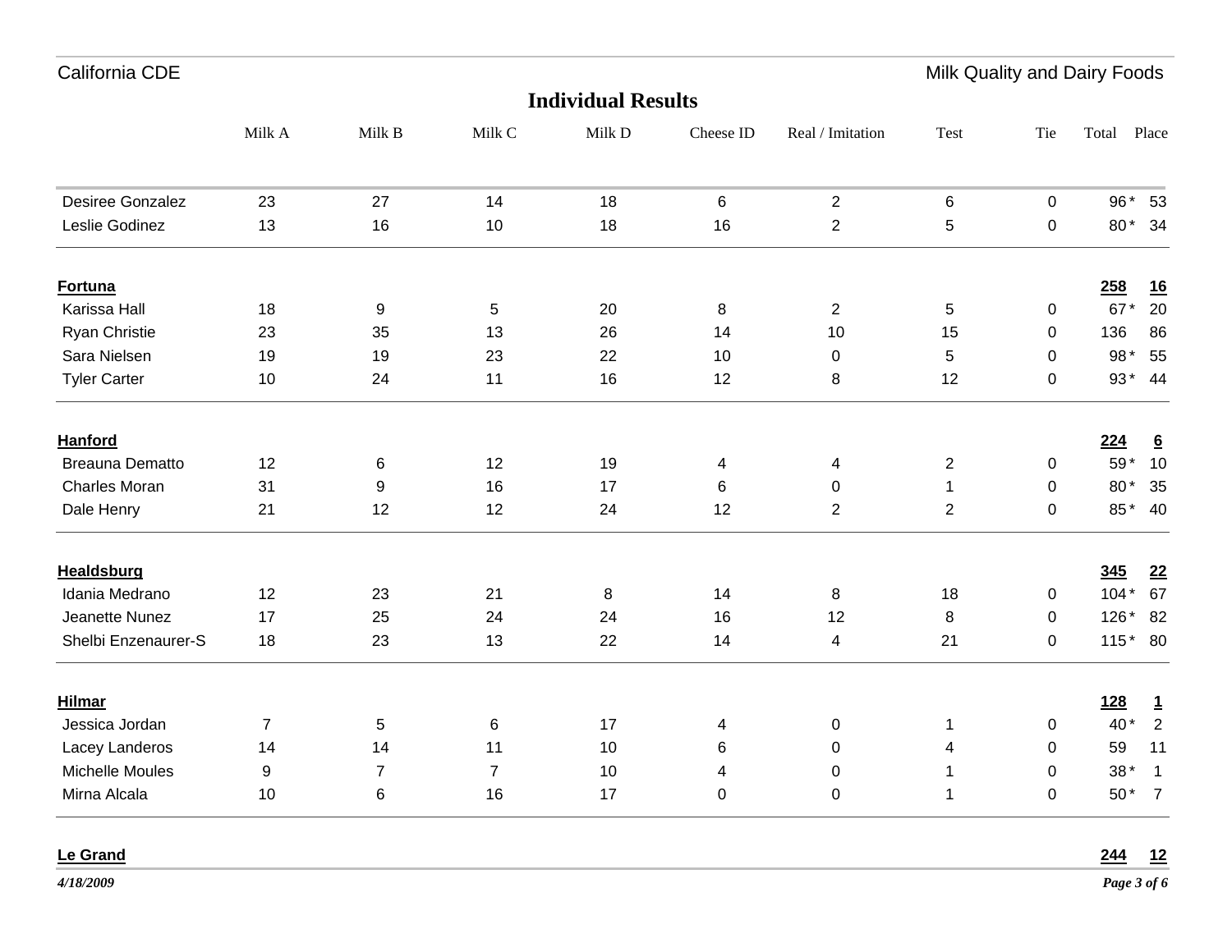## Individual Results

| | Milk A | Milk B | Milk C | Milk D | Cheese ID | Real / Imitation | Test | Tie | Total | Place |
|---|---|---|---|---|---|---|---|---|---|---|
| Desiree Gonzalez | 23 | 27 | 14 | 18 | 6 | 2 | 6 | 0 | 96 * | 53 |
| Leslie Godinez | 13 | 16 | 10 | 18 | 16 | 2 | 5 | 0 | 80 * | 34 |
| **Fortuna** | | | | | | | | | **258** | **16** |
| Karissa Hall | 18 | 9 | 5 | 20 | 8 | 2 | 5 | 0 | 67 * | 20 |
| Ryan Christie | 23 | 35 | 13 | 26 | 14 | 10 | 15 | 0 | 136 | 86 |
| Sara Nielsen | 19 | 19 | 23 | 22 | 10 | 0 | 5 | 0 | 98 * | 55 |
| Tyler Carter | 10 | 24 | 11 | 16 | 12 | 8 | 12 | 0 | 93 * | 44 |
| **Hanford** | | | | | | | | | **224** | **6** |
| Breauna Dematto | 12 | 6 | 12 | 19 | 4 | 4 | 2 | 0 | 59 * | 10 |
| Charles Moran | 31 | 9 | 16 | 17 | 6 | 0 | 1 | 0 | 80 * | 35 |
| Dale Henry | 21 | 12 | 12 | 24 | 12 | 2 | 2 | 0 | 85 * | 40 |
| **Healdsburg** | | | | | | | | | **345** | **22** |
| Idania Medrano | 12 | 23 | 21 | 8 | 14 | 8 | 18 | 0 | 104 * | 67 |
| Jeanette Nunez | 17 | 25 | 24 | 24 | 16 | 12 | 8 | 0 | 126 * | 82 |
| Shelbi Enzenaurer-S | 18 | 23 | 13 | 22 | 14 | 4 | 21 | 0 | 115 * | 80 |
| **Hilmar** | | | | | | | | | **128** | **1** |
| Jessica Jordan | 7 | 5 | 6 | 17 | 4 | 0 | 1 | 0 | 40 * | 2 |
| Lacey Landeros | 14 | 14 | 11 | 10 | 6 | 0 | 4 | 0 | 59 | 11 |
| Michelle Moules | 9 | 7 | 7 | 10 | 4 | 0 | 1 | 0 | 38 * | 1 |
| Mirna Alcala | 10 | 6 | 16 | 17 | 0 | 0 | 1 | 0 | 50 * | 7 |
| **Le Grand** | | | | | | | | | **244** | **12** |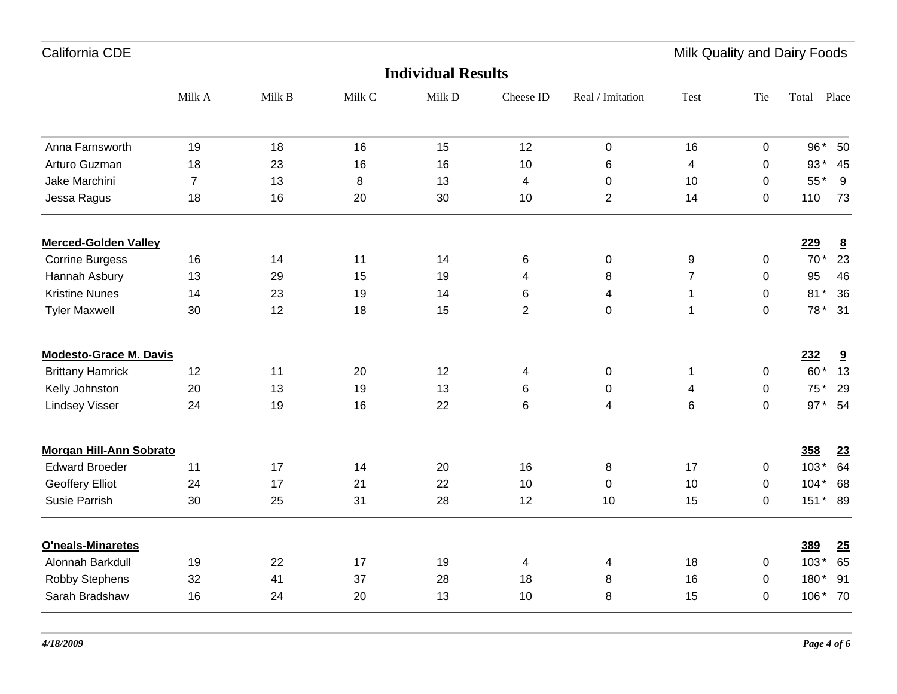## Individual Results

| | Milk A | Milk B | Milk C | Milk D | Cheese ID | Real / Imitation | Test | Tie | Total | Place |
|---|---|---|---|---|---|---|---|---|---|---|
| Anna Farnsworth | 19 | 18 | 16 | 15 | 12 | 0 | 16 | 0 | 96 * | 50 |
| Arturo Guzman | 18 | 23 | 16 | 16 | 10 | 6 | 4 | 0 | 93 * | 45 |
| Jake Marchini | 7 | 13 | 8 | 13 | 4 | 0 | 10 | 0 | 55 * | 9 |
| Jessa Ragus | 18 | 16 | 20 | 30 | 10 | 2 | 14 | 0 | 110 | 73 |
| **Merced-Golden Valley** | | | | | | | | | **229** | **8** |
| Corrine Burgess | 16 | 14 | 11 | 14 | 6 | 0 | 9 | 0 | 70 * | 23 |
| Hannah Asbury | 13 | 29 | 15 | 19 | 4 | 8 | 7 | 0 | 95 | 46 |
| Kristine Nunes | 14 | 23 | 19 | 14 | 6 | 4 | 1 | 0 | 81 * | 36 |
| Tyler Maxwell | 30 | 12 | 18 | 15 | 2 | 0 | 1 | 0 | 78 * | 31 |
| **Modesto-Grace M. Davis** | | | | | | | | | **232** | **9** |
| Brittany Hamrick | 12 | 11 | 20 | 12 | 4 | 0 | 1 | 0 | 60 * | 13 |
| Kelly Johnston | 20 | 13 | 19 | 13 | 6 | 0 | 4 | 0 | 75 * | 29 |
| Lindsey Visser | 24 | 19 | 16 | 22 | 6 | 4 | 6 | 0 | 97 * | 54 |
| **Morgan Hill-Ann Sobrato** | | | | | | | | | **358** | **23** |
| Edward Broeder | 11 | 17 | 14 | 20 | 16 | 8 | 17 | 0 | 103 * | 64 |
| Geoffery Elliot | 24 | 17 | 21 | 22 | 10 | 0 | 10 | 0 | 104 * | 68 |
| Susie Parrish | 30 | 25 | 31 | 28 | 12 | 10 | 15 | 0 | 151 * | 89 |
| **O'neals-Minaretes** | | | | | | | | | **389** | **25** |
| Alonnah Barkdull | 19 | 22 | 17 | 19 | 4 | 4 | 18 | 0 | 103 * | 65 |
| Robby Stephens | 32 | 41 | 37 | 28 | 18 | 8 | 16 | 0 | 180 * | 91 |
| Sarah Bradshaw | 16 | 24 | 20 | 13 | 10 | 8 | 15 | 0 | 106 * | 70 |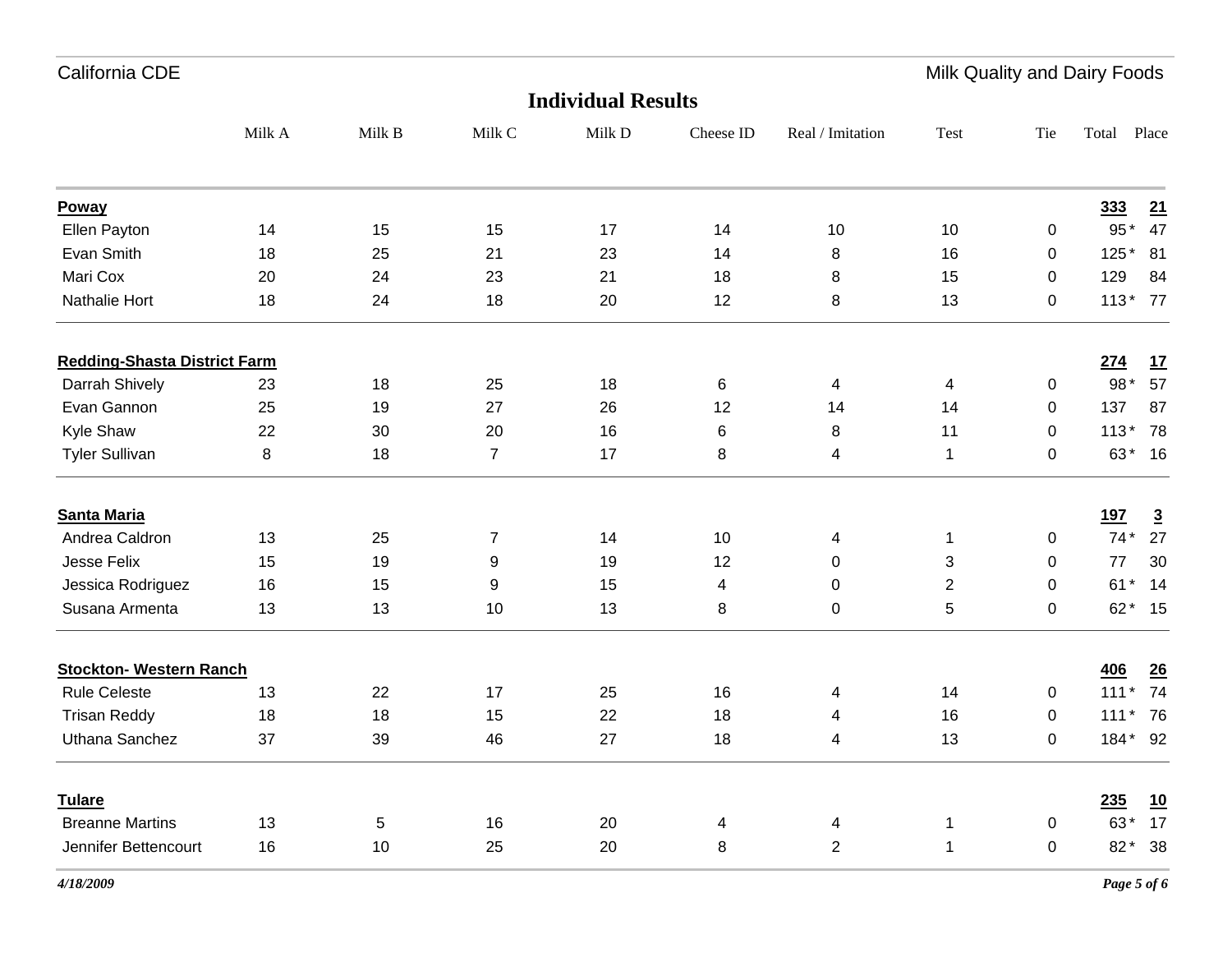## Individual Results

| | Milk A | Milk B | Milk C | Milk D | Cheese ID | Real / Imitation | Test | Tie | Total | Place |
|---|---|---|---|---|---|---|---|---|---|---|
| **Poway** | | | | | | | | | **333** | **21** |
| Ellen Payton | 14 | 15 | 15 | 17 | 14 | 10 | 10 | 0 | 95 * | 47 |
| Evan Smith | 18 | 25 | 21 | 23 | 14 | 8 | 16 | 0 | 125 * | 81 |
| Mari Cox | 20 | 24 | 23 | 21 | 18 | 8 | 15 | 0 | 129 | 84 |
| Nathalie Hort | 18 | 24 | 18 | 20 | 12 | 8 | 13 | 0 | 113 * | 77 |
| **Redding-Shasta District Farm** | | | | | | | | | **274** | **17** |
| Darrah Shively | 23 | 18 | 25 | 18 | 6 | 4 | 4 | 0 | 98 * | 57 |
| Evan Gannon | 25 | 19 | 27 | 26 | 12 | 14 | 14 | 0 | 137 | 87 |
| Kyle Shaw | 22 | 30 | 20 | 16 | 6 | 8 | 11 | 0 | 113 * | 78 |
| Tyler Sullivan | 8 | 18 | 7 | 17 | 8 | 4 | 1 | 0 | 63 * | 16 |
| **Santa Maria** | | | | | | | | | **197** | **3** |
| Andrea Caldron | 13 | 25 | 7 | 14 | 10 | 4 | 1 | 0 | 74 * | 27 |
| Jesse Felix | 15 | 19 | 9 | 19 | 12 | 0 | 3 | 0 | 77 | 30 |
| Jessica Rodriguez | 16 | 15 | 9 | 15 | 4 | 0 | 2 | 0 | 61 * | 14 |
| Susana Armenta | 13 | 13 | 10 | 13 | 8 | 0 | 5 | 0 | 62 * | 15 |
| **Stockton- Western Ranch** | | | | | | | | | **406** | **26** |
| Rule Celeste | 13 | 22 | 17 | 25 | 16 | 4 | 14 | 0 | 111 * | 74 |
| Trisan Reddy | 18 | 18 | 15 | 22 | 18 | 4 | 16 | 0 | 111 * | 76 |
| Uthana Sanchez | 37 | 39 | 46 | 27 | 18 | 4 | 13 | 0 | 184 * | 92 |
| **Tulare** | | | | | | | | | **235** | **10** |
| Breanne Martins | 13 | 5 | 16 | 20 | 4 | 4 | 1 | 0 | 63 * | 17 |
| Jennifer Bettencourt | 16 | 10 | 25 | 20 | 8 | 2 | 1 | 0 | 82 * | 38 |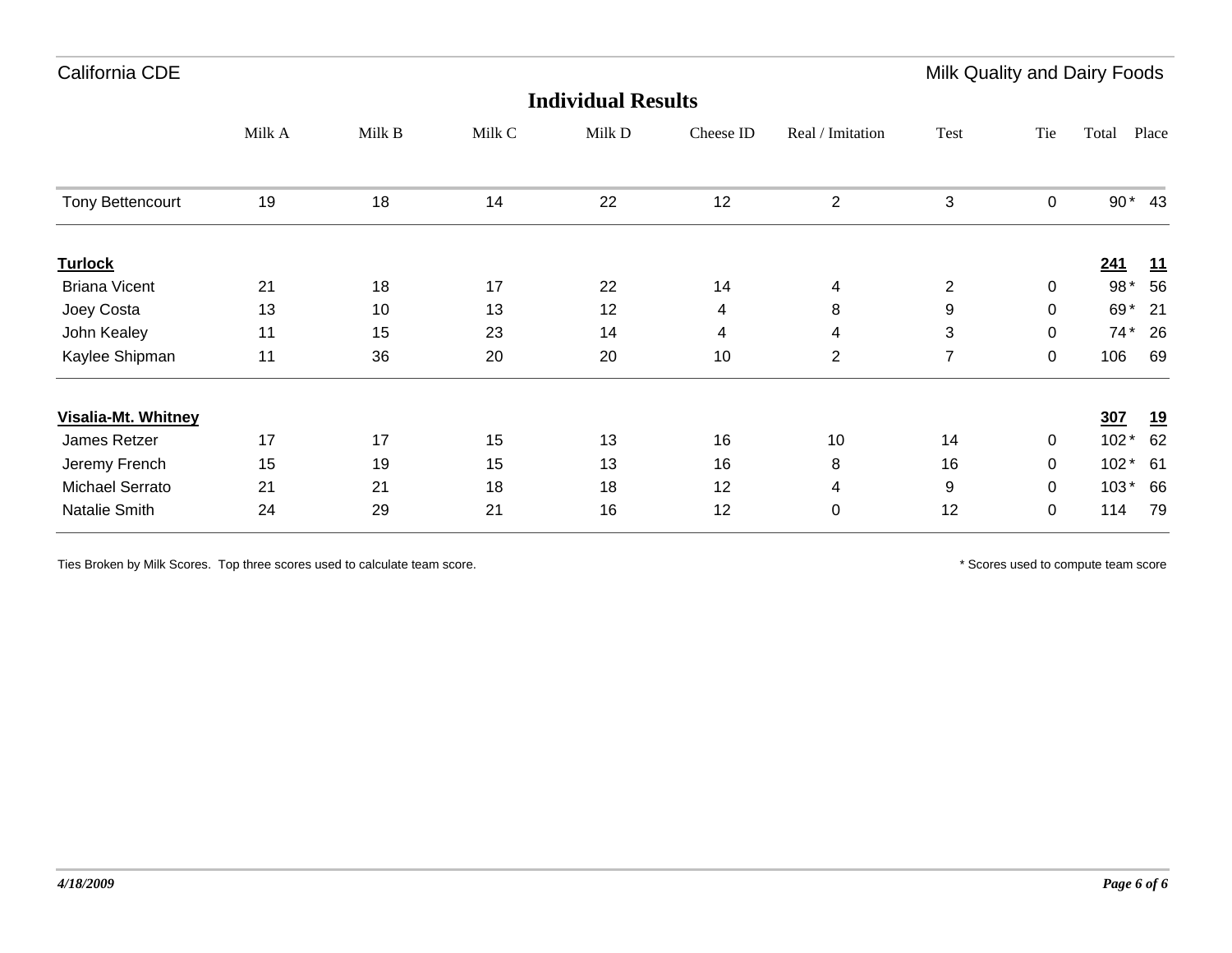## Individual Results

| | Milk A | Milk B | Milk C | Milk D | Cheese ID | Real / Imitation | Test | Tie | Total | Place |
|---|---|---|---|---|---|---|---|---|---|---|
| Tony Bettencourt | 19 | 18 | 14 | 22 | 12 | 2 | 3 | 0 | 90 * | 43 |
| **Turlock** | | | | | | | | | **241** | **11** |
| Briana Vicent | 21 | 18 | 17 | 22 | 14 | 4 | 2 | 0 | 98 * | 56 |
| Joey Costa | 13 | 10 | 13 | 12 | 4 | 8 | 9 | 0 | 69 * | 21 |
| John Kealey | 11 | 15 | 23 | 14 | 4 | 4 | 3 | 0 | 74 * | 26 |
| Kaylee Shipman | 11 | 36 | 20 | 20 | 10 | 2 | 7 | 0 | 106 | 69 |
| **Visalia-Mt. Whitney** | | | | | | | | | **307** | **19** |
| James Retzer | 17 | 17 | 15 | 13 | 16 | 10 | 14 | 0 | 102 * | 62 |
| Jeremy French | 15 | 19 | 15 | 13 | 16 | 8 | 16 | 0 | 102 * | 61 |
| Michael Serrato | 21 | 21 | 18 | 18 | 12 | 4 | 9 | 0 | 103 * | 66 |
| Natalie Smith | 24 | 29 | 21 | 16 | 12 | 0 | 12 | 0 | 114 | 79 |

Ties Broken by Milk Scores. Top three scores used to calculate team score.

* Scores used to compute team score